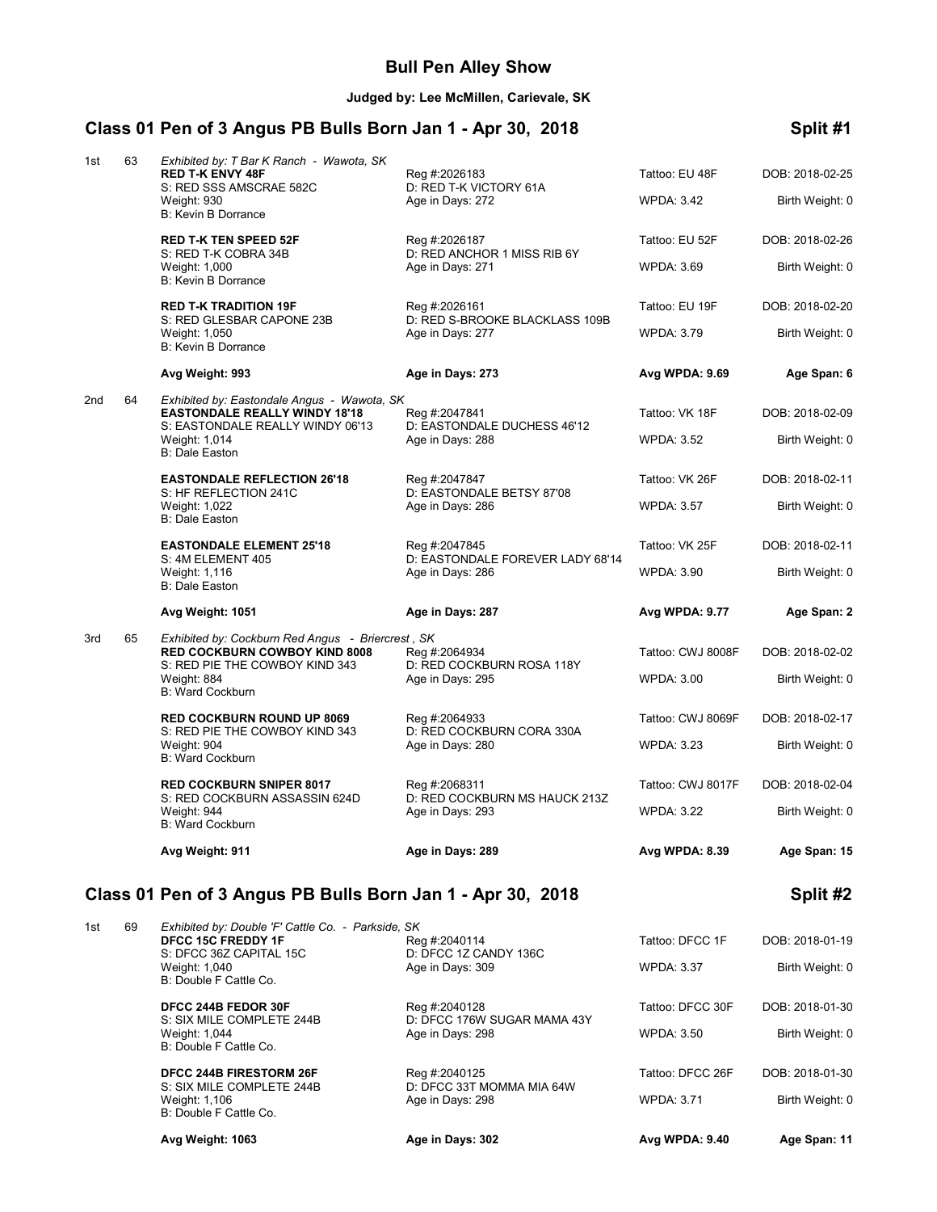# Bull Pen Alley Show

**Judged by: Lee McMillen, Carievale, SK**

## Class 01 Pen of 3 Angus PB Bulls Born Jan 1 - Apr 30, 2018 — Split #1

**1st — 63** *Exhibited by: T Bar K Ranch - Wawota, SK*

| Animal | Registration | Tattoo / WPDA | DOB / Birth Weight |
|---|---|---|---|
| **RED T-K ENVY 48F**<br>S: RED SSS AMSCRAE 582C<br>Weight: 930<br>B: Kevin B Dorrance | Reg #:2026183<br>D: RED T-K VICTORY 61A<br>Age in Days: 272 | Tattoo: EU 48F<br>WPDA: 3.42 | DOB: 2018-02-25<br>Birth Weight: 0 |
| **RED T-K TEN SPEED 52F**<br>S: RED T-K COBRA 34B<br>Weight: 1,000<br>B: Kevin B Dorrance | Reg #:2026187<br>D: RED ANCHOR 1 MISS RIB 6Y<br>Age in Days: 271 | Tattoo: EU 52F<br>WPDA: 3.69 | DOB: 2018-02-26<br>Birth Weight: 0 |
| **RED T-K TRADITION 19F**<br>S: RED GLESBAR CAPONE 23B<br>Weight: 1,050<br>B: Kevin B Dorrance | Reg #:2026161<br>D: RED S-BROOKE BLACKLASS 109B<br>Age in Days: 277 | Tattoo: EU 19F<br>WPDA: 3.79 | DOB: 2018-02-20<br>Birth Weight: 0 |
| **Avg Weight: 993** | **Age in Days: 273** | **Avg WPDA: 9.69** | **Age Span: 6** |

**2nd — 64** *Exhibited by: Eastondale Angus - Wawota, SK*

| Animal | Registration | Tattoo / WPDA | DOB / Birth Weight |
|---|---|---|---|
| **EASTONDALE REALLY WINDY 18'18**<br>S: EASTONDALE REALLY WINDY 06'13<br>Weight: 1,014<br>B: Dale Easton | Reg #:2047841<br>D: EASTONDALE DUCHESS 46'12<br>Age in Days: 288 | Tattoo: VK 18F<br>WPDA: 3.52 | DOB: 2018-02-09<br>Birth Weight: 0 |
| **EASTONDALE REFLECTION 26'18**<br>S: HF REFLECTION 241C<br>Weight: 1,022<br>B: Dale Easton | Reg #:2047847<br>D: EASTONDALE BETSY 87'08<br>Age in Days: 286 | Tattoo: VK 26F<br>WPDA: 3.57 | DOB: 2018-02-11<br>Birth Weight: 0 |
| **EASTONDALE ELEMENT 25'18**<br>S: 4M ELEMENT 405<br>Weight: 1,116<br>B: Dale Easton | Reg #:2047845<br>D: EASTONDALE FOREVER LADY 68'14<br>Age in Days: 286 | Tattoo: VK 25F<br>WPDA: 3.90 | DOB: 2018-02-11<br>Birth Weight: 0 |
| **Avg Weight: 1051** | **Age in Days: 287** | **Avg WPDA: 9.77** | **Age Span: 2** |

**3rd — 65** *Exhibited by: Cockburn Red Angus - Briercrest , SK*

| Animal | Registration | Tattoo / WPDA | DOB / Birth Weight |
|---|---|---|---|
| **RED COCKBURN COWBOY KIND 8008**<br>S: RED PIE THE COWBOY KIND 343<br>Weight: 884<br>B: Ward Cockburn | Reg #:2064934<br>D: RED COCKBURN ROSA 118Y<br>Age in Days: 295 | Tattoo: CWJ 8008F<br>WPDA: 3.00 | DOB: 2018-02-02<br>Birth Weight: 0 |
| **RED COCKBURN ROUND UP 8069**<br>S: RED PIE THE COWBOY KIND 343<br>Weight: 904<br>B: Ward Cockburn | Reg #:2064933<br>D: RED COCKBURN CORA 330A<br>Age in Days: 280 | Tattoo: CWJ 8069F<br>WPDA: 3.23 | DOB: 2018-02-17<br>Birth Weight: 0 |
| **RED COCKBURN SNIPER 8017**<br>S: RED COCKBURN ASSASSIN 624D<br>Weight: 944<br>B: Ward Cockburn | Reg #:2068311<br>D: RED COCKBURN MS HAUCK 213Z<br>Age in Days: 293 | Tattoo: CWJ 8017F<br>WPDA: 3.22 | DOB: 2018-02-04<br>Birth Weight: 0 |
| **Avg Weight: 911** | **Age in Days: 289** | **Avg WPDA: 8.39** | **Age Span: 15** |

## Class 01 Pen of 3 Angus PB Bulls Born Jan 1 - Apr 30, 2018 — Split #2

**1st — 69** *Exhibited by: Double 'F' Cattle Co. - Parkside, SK*

| Animal | Registration | Tattoo / WPDA | DOB / Birth Weight |
|---|---|---|---|
| **DFCC 15C FREDDY 1F**<br>S: DFCC 36Z CAPITAL 15C<br>Weight: 1,040<br>B: Double F Cattle Co. | Reg #:2040114<br>D: DFCC 1Z CANDY 136C<br>Age in Days: 309 | Tattoo: DFCC 1F<br>WPDA: 3.37 | DOB: 2018-01-19<br>Birth Weight: 0 |
| **DFCC 244B FEDOR 30F**<br>S: SIX MILE COMPLETE 244B<br>Weight: 1,044<br>B: Double F Cattle Co. | Reg #:2040128<br>D: DFCC 176W SUGAR MAMA 43Y<br>Age in Days: 298 | Tattoo: DFCC 30F<br>WPDA: 3.50 | DOB: 2018-01-30<br>Birth Weight: 0 |
| **DFCC 244B FIRESTORM 26F**<br>S: SIX MILE COMPLETE 244B<br>Weight: 1,106<br>B: Double F Cattle Co. | Reg #:2040125<br>D: DFCC 33T MOMMA MIA 64W<br>Age in Days: 298 | Tattoo: DFCC 26F<br>WPDA: 3.71 | DOB: 2018-01-30<br>Birth Weight: 0 |
| **Avg Weight: 1063** | **Age in Days: 302** | **Avg WPDA: 9.40** | **Age Span: 11** |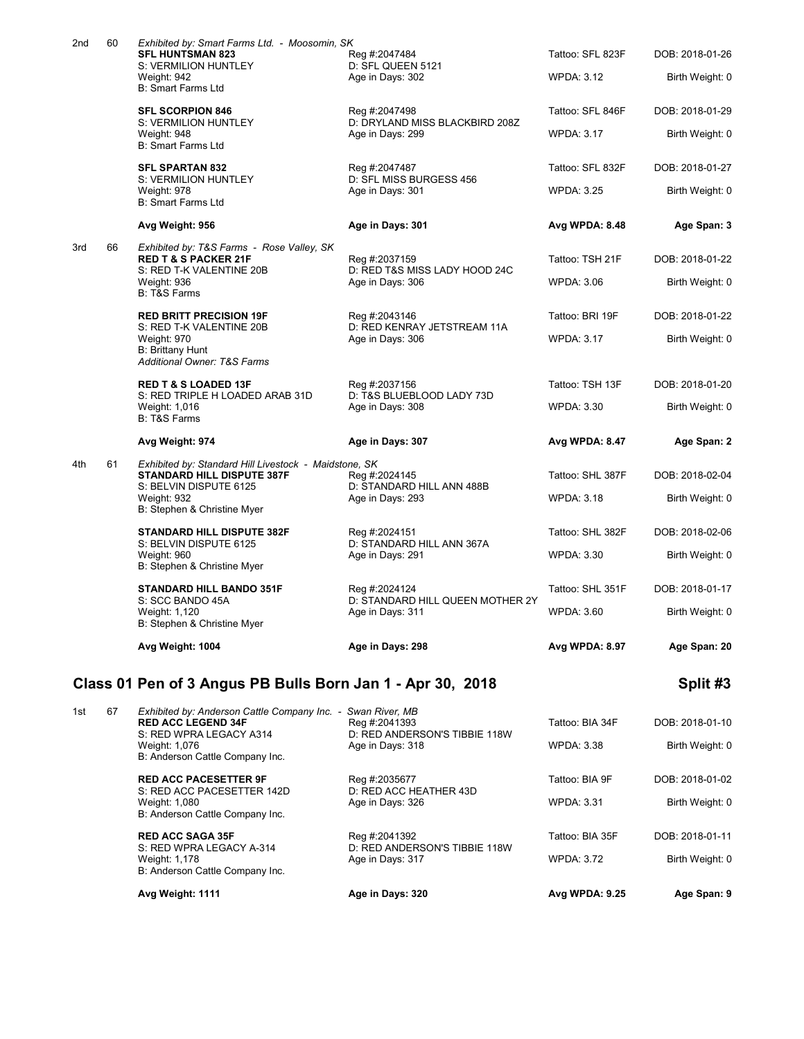2nd 60 *Exhibited by: Smart Farms Ltd. - Moosomin, SK*

| | | | |
|---|---|---|---|
| **SFL HUNTSMAN 823** | Reg #:2047484 | Tattoo: SFL 823F | DOB: 2018-01-26 |
| S: VERMILION HUNTLEY | D: SFL QUEEN 5121 | | |
| Weight: 942 | Age in Days: 302 | WPDA: 3.12 | Birth Weight: 0 |
| B: Smart Farms Ltd | | | |
| **SFL SCORPION 846** | Reg #:2047498 | Tattoo: SFL 846F | DOB: 2018-01-29 |
| S: VERMILION HUNTLEY | D: DRYLAND MISS BLACKBIRD 208Z | | |
| Weight: 948 | Age in Days: 299 | WPDA: 3.17 | Birth Weight: 0 |
| B: Smart Farms Ltd | | | |
| **SFL SPARTAN 832** | Reg #:2047487 | Tattoo: SFL 832F | DOB: 2018-01-27 |
| S: VERMILION HUNTLEY | D: SFL MISS BURGESS 456 | | |
| Weight: 978 | Age in Days: 301 | WPDA: 3.25 | Birth Weight: 0 |
| B: Smart Farms Ltd | | | |
| **Avg Weight: 956** | **Age in Days: 301** | **Avg WPDA: 8.48** | **Age Span: 3** |

3rd 66 *Exhibited by: T&S Farms - Rose Valley, SK*

| | | | |
|---|---|---|---|
| **RED T & S PACKER 21F** | Reg #:2037159 | Tattoo: TSH 21F | DOB: 2018-01-22 |
| S: RED T-K VALENTINE 20B | D: RED T&S MISS LADY HOOD 24C | | |
| Weight: 936 | Age in Days: 306 | WPDA: 3.06 | Birth Weight: 0 |
| B: T&S Farms | | | |
| **RED BRITT PRECISION 19F** | Reg #:2043146 | Tattoo: BRI 19F | DOB: 2018-01-22 |
| S: RED T-K VALENTINE 20B | D: RED KENRAY JETSTREAM 11A | | |
| Weight: 970 | Age in Days: 306 | WPDA: 3.17 | Birth Weight: 0 |
| B: Brittany Hunt | | | |
| *Additional Owner: T&S Farms* | | | |
| **RED T & S LOADED 13F** | Reg #:2037156 | Tattoo: TSH 13F | DOB: 2018-01-20 |
| S: RED TRIPLE H LOADED ARAB 31D | D: T&S BLUEBLOOD LADY 73D | | |
| Weight: 1,016 | Age in Days: 308 | WPDA: 3.30 | Birth Weight: 0 |
| B: T&S Farms | | | |
| **Avg Weight: 974** | **Age in Days: 307** | **Avg WPDA: 8.47** | **Age Span: 2** |

4th 61 *Exhibited by: Standard Hill Livestock - Maidstone, SK*

| | | | |
|---|---|---|---|
| **STANDARD HILL DISPUTE 387F** | Reg #:2024145 | Tattoo: SHL 387F | DOB: 2018-02-04 |
| S: BELVIN DISPUTE 6125 | D: STANDARD HILL ANN 488B | | |
| Weight: 932 | Age in Days: 293 | WPDA: 3.18 | Birth Weight: 0 |
| B: Stephen & Christine Myer | | | |
| **STANDARD HILL DISPUTE 382F** | Reg #:2024151 | Tattoo: SHL 382F | DOB: 2018-02-06 |
| S: BELVIN DISPUTE 6125 | D: STANDARD HILL ANN 367A | | |
| Weight: 960 | Age in Days: 291 | WPDA: 3.30 | Birth Weight: 0 |
| B: Stephen & Christine Myer | | | |
| **STANDARD HILL BANDO 351F** | Reg #:2024124 | Tattoo: SHL 351F | DOB: 2018-01-17 |
| S: SCC BANDO 45A | D: STANDARD HILL QUEEN MOTHER 2Y | | |
| Weight: 1,120 | Age in Days: 311 | WPDA: 3.60 | Birth Weight: 0 |
| B: Stephen & Christine Myer | | | |
| **Avg Weight: 1004** | **Age in Days: 298** | **Avg WPDA: 8.97** | **Age Span: 20** |

## Class 01 Pen of 3 Angus PB Bulls Born Jan 1 - Apr 30, 2018 — Split #3

1st 67 *Exhibited by: Anderson Cattle Company Inc. - Swan River, MB*

| | | | |
|---|---|---|---|
| **RED ACC LEGEND 34F** | Reg #:2041393 | Tattoo: BIA 34F | DOB: 2018-01-10 |
| S: RED WPRA LEGACY A314 | D: RED ANDERSON'S TIBBIE 118W | | |
| Weight: 1,076 | Age in Days: 318 | WPDA: 3.38 | Birth Weight: 0 |
| B: Anderson Cattle Company Inc. | | | |
| **RED ACC PACESETTER 9F** | Reg #:2035677 | Tattoo: BIA 9F | DOB: 2018-01-02 |
| S: RED ACC PACESETTER 142D | D: RED ACC HEATHER 43D | | |
| Weight: 1,080 | Age in Days: 326 | WPDA: 3.31 | Birth Weight: 0 |
| B: Anderson Cattle Company Inc. | | | |
| **RED ACC SAGA 35F** | Reg #:2041392 | Tattoo: BIA 35F | DOB: 2018-01-11 |
| S: RED WPRA LEGACY A-314 | D: RED ANDERSON'S TIBBIE 118W | | |
| Weight: 1,178 | Age in Days: 317 | WPDA: 3.72 | Birth Weight: 0 |
| B: Anderson Cattle Company Inc. | | | |
| **Avg Weight: 1111** | **Age in Days: 320** | **Avg WPDA: 9.25** | **Age Span: 9** |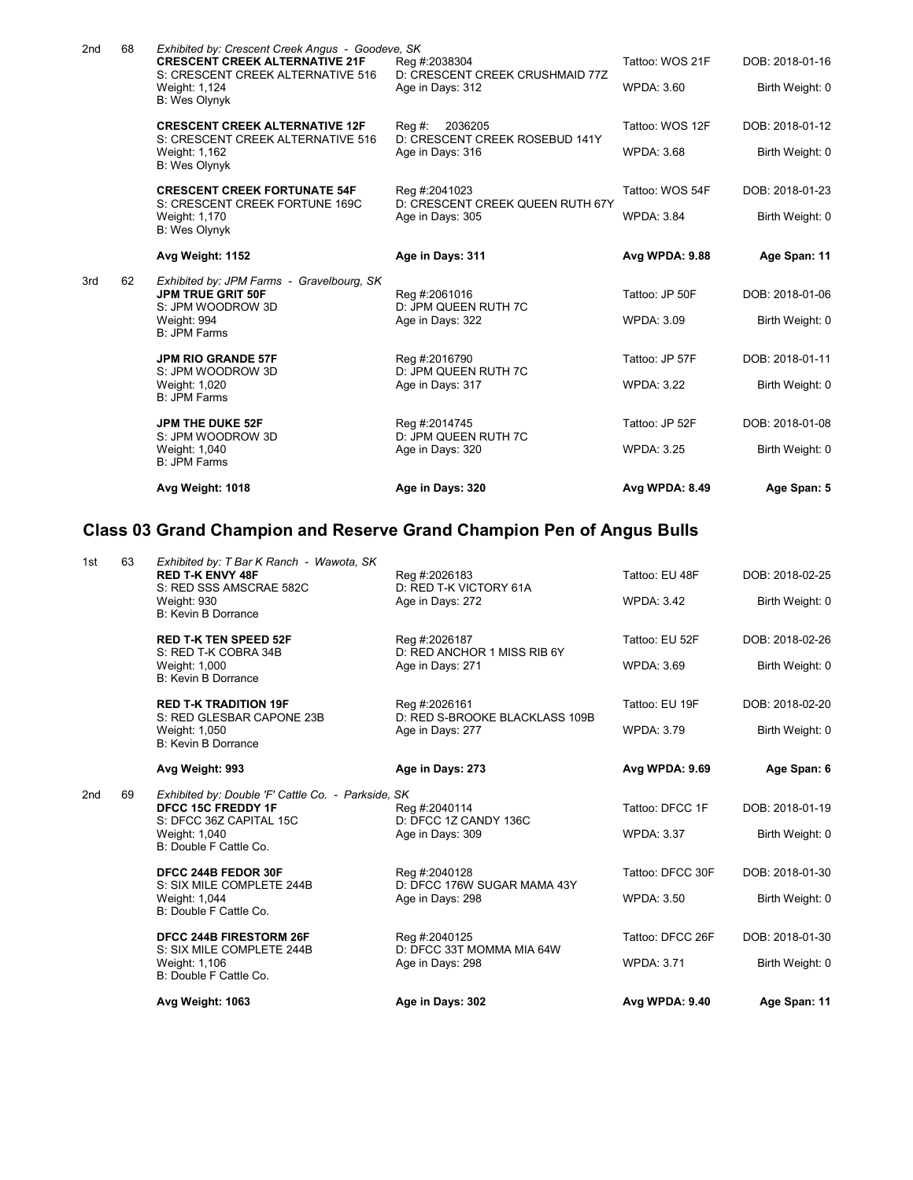| Place | No. | Animal | Registration | Tattoo / WPDA | DOB / Birth Weight |
|---|---|---|---|---|---|
| 2nd | 68 | *Exhibited by: Crescent Creek Angus - Goodeve, SK* | | | |
| | | **CRESCENT CREEK ALTERNATIVE 21F**<br>S: CRESCENT CREEK ALTERNATIVE 516<br>Weight: 1,124<br>B: Wes Olynyk | Reg #:2038304<br>D: CRESCENT CREEK CRUSHMAID 77Z<br>Age in Days: 312 | Tattoo: WOS 21F<br>WPDA: 3.60 | DOB: 2018-01-16<br>Birth Weight: 0 |
| | | **CRESCENT CREEK ALTERNATIVE 12F**<br>S: CRESCENT CREEK ALTERNATIVE 516<br>Weight: 1,162<br>B: Wes Olynyk | Reg #: 2036205<br>D: CRESCENT CREEK ROSEBUD 141Y<br>Age in Days: 316 | Tattoo: WOS 12F<br>WPDA: 3.68 | DOB: 2018-01-12<br>Birth Weight: 0 |
| | | **CRESCENT CREEK FORTUNATE 54F**<br>S: CRESCENT CREEK FORTUNE 169C<br>Weight: 1,170<br>B: Wes Olynyk | Reg #:2041023<br>D: CRESCENT CREEK QUEEN RUTH 67Y<br>Age in Days: 305 | Tattoo: WOS 54F<br>WPDA: 3.84 | DOB: 2018-01-23<br>Birth Weight: 0 |
| | | **Avg Weight: 1152** | **Age in Days: 311** | **Avg WPDA: 9.88** | **Age Span: 11** |
| 3rd | 62 | *Exhibited by: JPM Farms - Gravelbourg, SK* | | | |
| | | **JPM TRUE GRIT 50F**<br>S: JPM WOODROW 3D<br>Weight: 994<br>B: JPM Farms | Reg #:2061016<br>D: JPM QUEEN RUTH 7C<br>Age in Days: 322 | Tattoo: JP 50F<br>WPDA: 3.09 | DOB: 2018-01-06<br>Birth Weight: 0 |
| | | **JPM RIO GRANDE 57F**<br>S: JPM WOODROW 3D<br>Weight: 1,020<br>B: JPM Farms | Reg #:2016790<br>D: JPM QUEEN RUTH 7C<br>Age in Days: 317 | Tattoo: JP 57F<br>WPDA: 3.22 | DOB: 2018-01-11<br>Birth Weight: 0 |
| | | **JPM THE DUKE 52F**<br>S: JPM WOODROW 3D<br>Weight: 1,040<br>B: JPM Farms | Reg #:2014745<br>D: JPM QUEEN RUTH 7C<br>Age in Days: 320 | Tattoo: JP 52F<br>WPDA: 3.25 | DOB: 2018-01-08<br>Birth Weight: 0 |
| | | **Avg Weight: 1018** | **Age in Days: 320** | **Avg WPDA: 8.49** | **Age Span: 5** |

## Class 03 Grand Champion and Reserve Grand Champion Pen of Angus Bulls

| Place | No. | Animal | Registration | Tattoo / WPDA | DOB / Birth Weight |
|---|---|---|---|---|---|
| 1st | 63 | *Exhibited by: T Bar K Ranch - Wawota, SK* | | | |
| | | **RED T-K ENVY 48F**<br>S: RED SSS AMSCRAE 582C<br>Weight: 930<br>B: Kevin B Dorrance | Reg #:2026183<br>D: RED T-K VICTORY 61A<br>Age in Days: 272 | Tattoo: EU 48F<br>WPDA: 3.42 | DOB: 2018-02-25<br>Birth Weight: 0 |
| | | **RED T-K TEN SPEED 52F**<br>S: RED T-K COBRA 34B<br>Weight: 1,000<br>B: Kevin B Dorrance | Reg #:2026187<br>D: RED ANCHOR 1 MISS RIB 6Y<br>Age in Days: 271 | Tattoo: EU 52F<br>WPDA: 3.69 | DOB: 2018-02-26<br>Birth Weight: 0 |
| | | **RED T-K TRADITION 19F**<br>S: RED GLESBAR CAPONE 23B<br>Weight: 1,050<br>B: Kevin B Dorrance | Reg #:2026161<br>D: RED S-BROOKE BLACKLASS 109B<br>Age in Days: 277 | Tattoo: EU 19F<br>WPDA: 3.79 | DOB: 2018-02-20<br>Birth Weight: 0 |
| | | **Avg Weight: 993** | **Age in Days: 273** | **Avg WPDA: 9.69** | **Age Span: 6** |
| 2nd | 69 | *Exhibited by: Double 'F' Cattle Co. - Parkside, SK* | | | |
| | | **DFCC 15C FREDDY 1F**<br>S: DFCC 36Z CAPITAL 15C<br>Weight: 1,040<br>B: Double F Cattle Co. | Reg #:2040114<br>D: DFCC 1Z CANDY 136C<br>Age in Days: 309 | Tattoo: DFCC 1F<br>WPDA: 3.37 | DOB: 2018-01-19<br>Birth Weight: 0 |
| | | **DFCC 244B FEDOR 30F**<br>S: SIX MILE COMPLETE 244B<br>Weight: 1,044<br>B: Double F Cattle Co. | Reg #:2040128<br>D: DFCC 176W SUGAR MAMA 43Y<br>Age in Days: 298 | Tattoo: DFCC 30F<br>WPDA: 3.50 | DOB: 2018-01-30<br>Birth Weight: 0 |
| | | **DFCC 244B FIRESTORM 26F**<br>S: SIX MILE COMPLETE 244B<br>Weight: 1,106<br>B: Double F Cattle Co. | Reg #:2040125<br>D: DFCC 33T MOMMA MIA 64W<br>Age in Days: 298 | Tattoo: DFCC 26F<br>WPDA: 3.71 | DOB: 2018-01-30<br>Birth Weight: 0 |
| | | **Avg Weight: 1063** | **Age in Days: 302** | **Avg WPDA: 9.40** | **Age Span: 11** |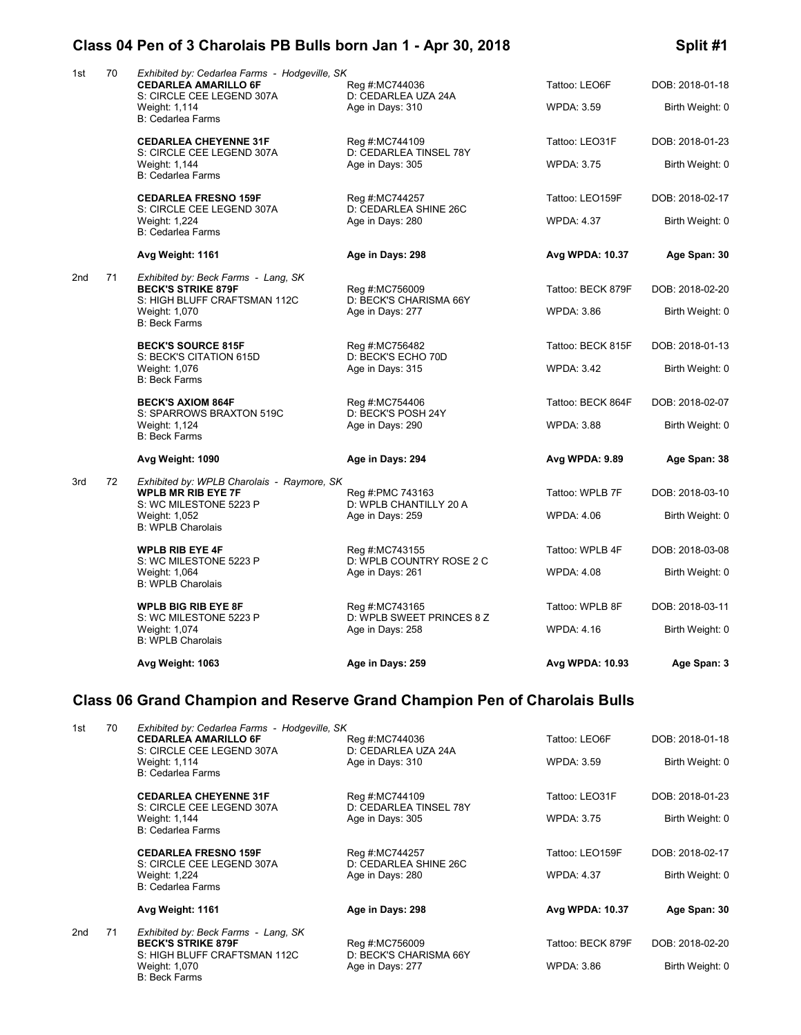## Class 04 Pen of 3 Charolais PB Bulls born Jan 1 - Apr 30, 2018

**Split #1**

| Place | No. | Animal | Reg / Dam / Age | Tattoo / WPDA | DOB / Birth Weight |
|---|---|---|---|---|---|
| 1st | 70 | *Exhibited by: Cedarlea Farms - Hodgeville, SK* | | | |
| | | **CEDARLEA AMARILLO 6F** | Reg #:MC744036 | Tattoo: LEO6F | DOB: 2018-01-18 |
| | | S: CIRCLE CEE LEGEND 307A | D: CEDARLEA UZA 24A | | |
| | | Weight: 1,114 | Age in Days: 310 | WPDA: 3.59 | Birth Weight: 0 |
| | | B: Cedarlea Farms | | | |
| | | **CEDARLEA CHEYENNE 31F** | Reg #:MC744109 | Tattoo: LEO31F | DOB: 2018-01-23 |
| | | S: CIRCLE CEE LEGEND 307A | D: CEDARLEA TINSEL 78Y | | |
| | | Weight: 1,144 | Age in Days: 305 | WPDA: 3.75 | Birth Weight: 0 |
| | | B: Cedarlea Farms | | | |
| | | **CEDARLEA FRESNO 159F** | Reg #:MC744257 | Tattoo: LEO159F | DOB: 2018-02-17 |
| | | S: CIRCLE CEE LEGEND 307A | D: CEDARLEA SHINE 26C | | |
| | | Weight: 1,224 | Age in Days: 280 | WPDA: 4.37 | Birth Weight: 0 |
| | | B: Cedarlea Farms | | | |
| | | **Avg Weight: 1161** | **Age in Days: 298** | **Avg WPDA: 10.37** | **Age Span: 30** |
| 2nd | 71 | *Exhibited by: Beck Farms - Lang, SK* | | | |
| | | **BECK'S STRIKE 879F** | Reg #:MC756009 | Tattoo: BECK 879F | DOB: 2018-02-20 |
| | | S: HIGH BLUFF CRAFTSMAN 112C | D: BECK'S CHARISMA 66Y | | |
| | | Weight: 1,070 | Age in Days: 277 | WPDA: 3.86 | Birth Weight: 0 |
| | | B: Beck Farms | | | |
| | | **BECK'S SOURCE 815F** | Reg #:MC756482 | Tattoo: BECK 815F | DOB: 2018-01-13 |
| | | S: BECK'S CITATION 615D | D: BECK'S ECHO 70D | | |
| | | Weight: 1,076 | Age in Days: 315 | WPDA: 3.42 | Birth Weight: 0 |
| | | B: Beck Farms | | | |
| | | **BECK'S AXIOM 864F** | Reg #:MC754406 | Tattoo: BECK 864F | DOB: 2018-02-07 |
| | | S: SPARROWS BRAXTON 519C | D: BECK'S POSH 24Y | | |
| | | Weight: 1,124 | Age in Days: 290 | WPDA: 3.88 | Birth Weight: 0 |
| | | B: Beck Farms | | | |
| | | **Avg Weight: 1090** | **Age in Days: 294** | **Avg WPDA: 9.89** | **Age Span: 38** |
| 3rd | 72 | *Exhibited by: WPLB Charolais - Raymore, SK* | | | |
| | | **WPLB MR RIB EYE 7F** | Reg #:PMC 743163 | Tattoo: WPLB 7F | DOB: 2018-03-10 |
| | | S: WC MILESTONE 5223 P | D: WPLB CHANTILLY 20 A | | |
| | | Weight: 1,052 | Age in Days: 259 | WPDA: 4.06 | Birth Weight: 0 |
| | | B: WPLB Charolais | | | |
| | | **WPLB RIB EYE 4F** | Reg #:MC743155 | Tattoo: WPLB 4F | DOB: 2018-03-08 |
| | | S: WC MILESTONE 5223 P | D: WPLB COUNTRY ROSE 2 C | | |
| | | Weight: 1,064 | Age in Days: 261 | WPDA: 4.08 | Birth Weight: 0 |
| | | B: WPLB Charolais | | | |
| | | **WPLB BIG RIB EYE 8F** | Reg #:MC743165 | Tattoo: WPLB 8F | DOB: 2018-03-11 |
| | | S: WC MILESTONE 5223 P | D: WPLB SWEET PRINCES 8 Z | | |
| | | Weight: 1,074 | Age in Days: 258 | WPDA: 4.16 | Birth Weight: 0 |
| | | B: WPLB Charolais | | | |
| | | **Avg Weight: 1063** | **Age in Days: 259** | **Avg WPDA: 10.93** | **Age Span: 3** |

## Class 06 Grand Champion and Reserve Grand Champion Pen of Charolais Bulls

| Place | No. | Animal | Reg / Dam / Age | Tattoo / WPDA | DOB / Birth Weight |
|---|---|---|---|---|---|
| 1st | 70 | *Exhibited by: Cedarlea Farms - Hodgeville, SK* | | | |
| | | **CEDARLEA AMARILLO 6F** | Reg #:MC744036 | Tattoo: LEO6F | DOB: 2018-01-18 |
| | | S: CIRCLE CEE LEGEND 307A | D: CEDARLEA UZA 24A | | |
| | | Weight: 1,114 | Age in Days: 310 | WPDA: 3.59 | Birth Weight: 0 |
| | | B: Cedarlea Farms | | | |
| | | **CEDARLEA CHEYENNE 31F** | Reg #:MC744109 | Tattoo: LEO31F | DOB: 2018-01-23 |
| | | S: CIRCLE CEE LEGEND 307A | D: CEDARLEA TINSEL 78Y | | |
| | | Weight: 1,144 | Age in Days: 305 | WPDA: 3.75 | Birth Weight: 0 |
| | | B: Cedarlea Farms | | | |
| | | **CEDARLEA FRESNO 159F** | Reg #:MC744257 | Tattoo: LEO159F | DOB: 2018-02-17 |
| | | S: CIRCLE CEE LEGEND 307A | D: CEDARLEA SHINE 26C | | |
| | | Weight: 1,224 | Age in Days: 280 | WPDA: 4.37 | Birth Weight: 0 |
| | | B: Cedarlea Farms | | | |
| | | **Avg Weight: 1161** | **Age in Days: 298** | **Avg WPDA: 10.37** | **Age Span: 30** |
| 2nd | 71 | *Exhibited by: Beck Farms - Lang, SK* | | | |
| | | **BECK'S STRIKE 879F** | Reg #:MC756009 | Tattoo: BECK 879F | DOB: 2018-02-20 |
| | | S: HIGH BLUFF CRAFTSMAN 112C | D: BECK'S CHARISMA 66Y | | |
| | | Weight: 1,070 | Age in Days: 277 | WPDA: 3.86 | Birth Weight: 0 |
| | | B: Beck Farms | | | |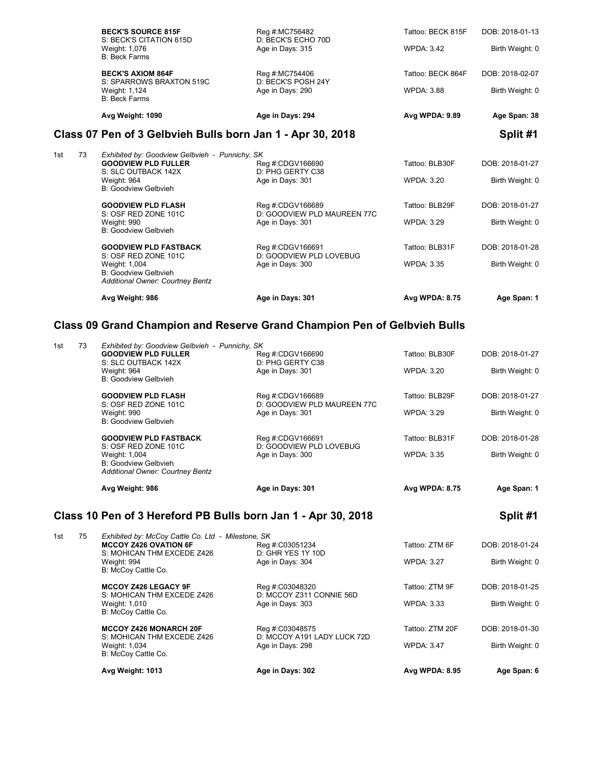| | | | | | |
|---|---|---|---|---|---|
| | | **BECK'S SOURCE 815F**<br>S: BECK'S CITATION 615D<br>Weight: 1,076<br>B: Beck Farms | Reg #:MC756482<br>D: BECK'S ECHO 70D<br>Age in Days: 315 | Tattoo: BECK 815F<br><br>WPDA: 3.42 | DOB: 2018-01-13<br><br>Birth Weight: 0 |
| | | **BECK'S AXIOM 864F**<br>S: SPARROWS BRAXTON 519C<br>Weight: 1,124<br>B: Beck Farms | Reg #:MC754406<br>D: BECK'S POSH 24Y<br>Age in Days: 290 | Tattoo: BECK 864F<br><br>WPDA: 3.88 | DOB: 2018-02-07<br><br>Birth Weight: 0 |
| | | **Avg Weight: 1090** | **Age in Days: 294** | **Avg WPDA: 9.89** | **Age Span: 38** |

## Class 07 Pen of 3 Gelbvieh Bulls born Jan 1 - Apr 30, 2018 — Split #1

| | | | | | |
|---|---|---|---|---|---|
| 1st | 73 | *Exhibited by: Goodview Gelbvieh - Punnichy, SK* | | | |
| | | **GOODVIEW PLD FULLER**<br>S: SLC OUTBACK 142X<br>Weight: 964<br>B: Goodview Gelbvieh | Reg #:CDGV166690<br>D: PHG GERTY C38<br>Age in Days: 301 | Tattoo: BLB30F<br><br>WPDA: 3.20 | DOB: 2018-01-27<br><br>Birth Weight: 0 |
| | | **GOODVIEW PLD FLASH**<br>S: OSF RED ZONE 101C<br>Weight: 990<br>B: Goodview Gelbvieh | Reg #:CDGV166689<br>D: GOODVIEW PLD MAUREEN 77C<br>Age in Days: 301 | Tattoo: BLB29F<br><br>WPDA: 3.29 | DOB: 2018-01-27<br><br>Birth Weight: 0 |
| | | **GOODVIEW PLD FASTBACK**<br>S: OSF RED ZONE 101C<br>Weight: 1,004<br>B: Goodview Gelbvieh<br>*Additional Owner: Courtney Bentz* | Reg #:CDGV166691<br>D: GOODVIEW PLD LOVEBUG<br>Age in Days: 300 | Tattoo: BLB31F<br><br>WPDA: 3.35 | DOB: 2018-01-28<br><br>Birth Weight: 0 |
| | | **Avg Weight: 986** | **Age in Days: 301** | **Avg WPDA: 8.75** | **Age Span: 1** |

## Class 09 Grand Champion and Reserve Grand Champion Pen of Gelbvieh Bulls

| | | | | | |
|---|---|---|---|---|---|
| 1st | 73 | *Exhibited by: Goodview Gelbvieh - Punnichy, SK* | | | |
| | | **GOODVIEW PLD FULLER**<br>S: SLC OUTBACK 142X<br>Weight: 964<br>B: Goodview Gelbvieh | Reg #:CDGV166690<br>D: PHG GERTY C38<br>Age in Days: 301 | Tattoo: BLB30F<br><br>WPDA: 3.20 | DOB: 2018-01-27<br><br>Birth Weight: 0 |
| | | **GOODVIEW PLD FLASH**<br>S: OSF RED ZONE 101C<br>Weight: 990<br>B: Goodview Gelbvieh | Reg #:CDGV166689<br>D: GOODVIEW PLD MAUREEN 77C<br>Age in Days: 301 | Tattoo: BLB29F<br><br>WPDA: 3.29 | DOB: 2018-01-27<br><br>Birth Weight: 0 |
| | | **GOODVIEW PLD FASTBACK**<br>S: OSF RED ZONE 101C<br>Weight: 1,004<br>B: Goodview Gelbvieh<br>*Additional Owner: Courtney Bentz* | Reg #:CDGV166691<br>D: GOODVIEW PLD LOVEBUG<br>Age in Days: 300 | Tattoo: BLB31F<br><br>WPDA: 3.35 | DOB: 2018-01-28<br><br>Birth Weight: 0 |
| | | **Avg Weight: 986** | **Age in Days: 301** | **Avg WPDA: 8.75** | **Age Span: 1** |

## Class 10 Pen of 3 Hereford PB Bulls born Jan 1 - Apr 30, 2018 — Split #1

| | | | | | |
|---|---|---|---|---|---|
| 1st | 75 | *Exhibited by: McCoy Cattle Co. Ltd - Milestone, SK* | | | |
| | | **MCCOY Z426 OVATION 6F**<br>S: MOHICAN THM EXCEDE Z426<br>Weight: 994<br>B: McCoy Cattle Co. | Reg #:C03051234<br>D: GHR YES 1Y 10D<br>Age in Days: 304 | Tattoo: ZTM 6F<br><br>WPDA: 3.27 | DOB: 2018-01-24<br><br>Birth Weight: 0 |
| | | **MCCOY Z426 LEGACY 9F**<br>S: MOHICAN THM EXCEDE Z426<br>Weight: 1,010<br>B: McCoy Cattle Co. | Reg #:C03048320<br>D: MCCOY Z311 CONNIE 56D<br>Age in Days: 303 | Tattoo: ZTM 9F<br><br>WPDA: 3.33 | DOB: 2018-01-25<br><br>Birth Weight: 0 |
| | | **MCCOY Z426 MONARCH 20F**<br>S: MOHICAN THM EXCEDE Z426<br>Weight: 1,034<br>B: McCoy Cattle Co. | Reg #:C03048575<br>D: MCCOY A191 LADY LUCK 72D<br>Age in Days: 298 | Tattoo: ZTM 20F<br><br>WPDA: 3.47 | DOB: 2018-01-30<br><br>Birth Weight: 0 |
| | | **Avg Weight: 1013** | **Age in Days: 302** | **Avg WPDA: 8.95** | **Age Span: 6** |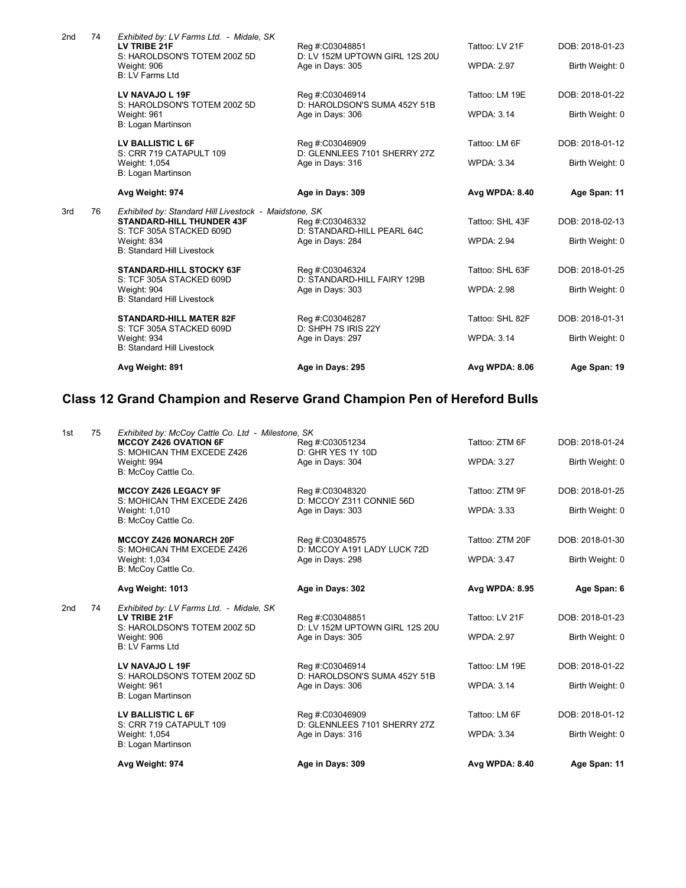| Place | No. | Animal | Reg / Dam | Tattoo / WPDA | DOB / Birth Weight |
|---|---|---|---|---|---|
| 2nd | 74 | *Exhibited by: LV Farms Ltd. - Midale, SK* | | | |
| | | **LV TRIBE 21F** | Reg #:C03048851 | Tattoo: LV 21F | DOB: 2018-01-23 |
| | | S: HAROLDSON'S TOTEM 200Z 5D | D: LV 152M UPTOWN GIRL 12S 20U | | |
| | | Weight: 906 | Age in Days: 305 | WPDA: 2.97 | Birth Weight: 0 |
| | | B: LV Farms Ltd | | | |
| | | **LV NAVAJO L 19F** | Reg #:C03046914 | Tattoo: LM 19E | DOB: 2018-01-22 |
| | | S: HAROLDSON'S TOTEM 200Z 5D | D: HAROLDSON'S SUMA 452Y 51B | | |
| | | Weight: 961 | Age in Days: 306 | WPDA: 3.14 | Birth Weight: 0 |
| | | B: Logan Martinson | | | |
| | | **LV BALLISTIC L 6F** | Reg #:C03046909 | Tattoo: LM 6F | DOB: 2018-01-12 |
| | | S: CRR 719 CATAPULT 109 | D: GLENNLEES 7101 SHERRY 27Z | | |
| | | Weight: 1,054 | Age in Days: 316 | WPDA: 3.34 | Birth Weight: 0 |
| | | B: Logan Martinson | | | |
| | | **Avg Weight: 974** | **Age in Days: 309** | **Avg WPDA: 8.40** | **Age Span: 11** |
| 3rd | 76 | *Exhibited by: Standard Hill Livestock - Maidstone, SK* | | | |
| | | **STANDARD-HILL THUNDER 43F** | Reg #:C03046332 | Tattoo: SHL 43F | DOB: 2018-02-13 |
| | | S: TCF 305A STACKED 609D | D: STANDARD-HILL PEARL 64C | | |
| | | Weight: 834 | Age in Days: 284 | WPDA: 2.94 | Birth Weight: 0 |
| | | B: Standard Hill Livestock | | | |
| | | **STANDARD-HILL STOCKY 63F** | Reg #:C03046324 | Tattoo: SHL 63F | DOB: 2018-01-25 |
| | | S: TCF 305A STACKED 609D | D: STANDARD-HILL FAIRY 129B | | |
| | | Weight: 904 | Age in Days: 303 | WPDA: 2.98 | Birth Weight: 0 |
| | | B: Standard Hill Livestock | | | |
| | | **STANDARD-HILL MATER 82F** | Reg #:C03046287 | Tattoo: SHL 82F | DOB: 2018-01-31 |
| | | S: TCF 305A STACKED 609D | D: SHPH 7S IRIS 22Y | | |
| | | Weight: 934 | Age in Days: 297 | WPDA: 3.14 | Birth Weight: 0 |
| | | B: Standard Hill Livestock | | | |
| | | **Avg Weight: 891** | **Age in Days: 295** | **Avg WPDA: 8.06** | **Age Span: 19** |

## Class 12 Grand Champion and Reserve Grand Champion Pen of Hereford Bulls

| Place | No. | Animal | Reg / Dam | Tattoo / WPDA | DOB / Birth Weight |
|---|---|---|---|---|---|
| 1st | 75 | *Exhibited by: McCoy Cattle Co. Ltd - Milestone, SK* | | | |
| | | **MCCOY Z426 OVATION 6F** | Reg #:C03051234 | Tattoo: ZTM 6F | DOB: 2018-01-24 |
| | | S: MOHICAN THM EXCEDE Z426 | D: GHR YES 1Y 10D | | |
| | | Weight: 994 | Age in Days: 304 | WPDA: 3.27 | Birth Weight: 0 |
| | | B: McCoy Cattle Co. | | | |
| | | **MCCOY Z426 LEGACY 9F** | Reg #:C03048320 | Tattoo: ZTM 9F | DOB: 2018-01-25 |
| | | S: MOHICAN THM EXCEDE Z426 | D: MCCOY Z311 CONNIE 56D | | |
| | | Weight: 1,010 | Age in Days: 303 | WPDA: 3.33 | Birth Weight: 0 |
| | | B: McCoy Cattle Co. | | | |
| | | **MCCOY Z426 MONARCH 20F** | Reg #:C03048575 | Tattoo: ZTM 20F | DOB: 2018-01-30 |
| | | S: MOHICAN THM EXCEDE Z426 | D: MCCOY A191 LADY LUCK 72D | | |
| | | Weight: 1,034 | Age in Days: 298 | WPDA: 3.47 | Birth Weight: 0 |
| | | B: McCoy Cattle Co. | | | |
| | | **Avg Weight: 1013** | **Age in Days: 302** | **Avg WPDA: 8.95** | **Age Span: 6** |
| 2nd | 74 | *Exhibited by: LV Farms Ltd. - Midale, SK* | | | |
| | | **LV TRIBE 21F** | Reg #:C03048851 | Tattoo: LV 21F | DOB: 2018-01-23 |
| | | S: HAROLDSON'S TOTEM 200Z 5D | D: LV 152M UPTOWN GIRL 12S 20U | | |
| | | Weight: 906 | Age in Days: 305 | WPDA: 2.97 | Birth Weight: 0 |
| | | B: LV Farms Ltd | | | |
| | | **LV NAVAJO L 19F** | Reg #:C03046914 | Tattoo: LM 19E | DOB: 2018-01-22 |
| | | S: HAROLDSON'S TOTEM 200Z 5D | D: HAROLDSON'S SUMA 452Y 51B | | |
| | | Weight: 961 | Age in Days: 306 | WPDA: 3.14 | Birth Weight: 0 |
| | | B: Logan Martinson | | | |
| | | **LV BALLISTIC L 6F** | Reg #:C03046909 | Tattoo: LM 6F | DOB: 2018-01-12 |
| | | S: CRR 719 CATAPULT 109 | D: GLENNLEES 7101 SHERRY 27Z | | |
| | | Weight: 1,054 | Age in Days: 316 | WPDA: 3.34 | Birth Weight: 0 |
| | | B: Logan Martinson | | | |
| | | **Avg Weight: 974** | **Age in Days: 309** | **Avg WPDA: 8.40** | **Age Span: 11** |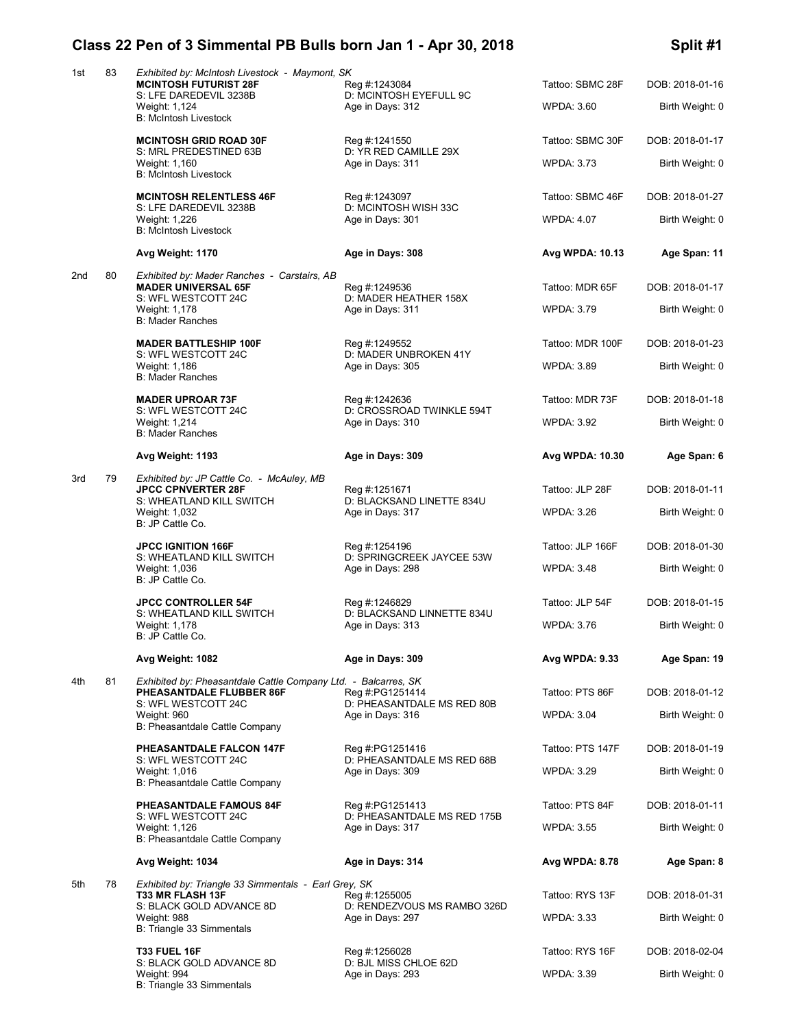## Class 22 Pen of 3 Simmental PB Bulls born Jan 1 - Apr 30, 2018

**Split #1**

**1st** 83 *Exhibited by: McIntosh Livestock - Maymont, SK*

| Name / Sire | Reg / Dam | Tattoo / WPDA | DOB / Birth Weight |
|---|---|---|---|
| **MCINTOSH FUTURIST 28F** | Reg #:1243084 | Tattoo: SBMC 28F | DOB: 2018-01-16 |
| S: LFE DAREDEVIL 3238B | D: MCINTOSH EYEFULL 9C | | |
| Weight: 1,124 | Age in Days: 312 | WPDA: 3.60 | Birth Weight: 0 |
| B: McIntosh Livestock | | | |
| **MCINTOSH GRID ROAD 30F** | Reg #:1241550 | Tattoo: SBMC 30F | DOB: 2018-01-17 |
| S: MRL PREDESTINED 63B | D: YR RED CAMILLE 29X | | |
| Weight: 1,160 | Age in Days: 311 | WPDA: 3.73 | Birth Weight: 0 |
| B: McIntosh Livestock | | | |
| **MCINTOSH RELENTLESS 46F** | Reg #:1243097 | Tattoo: SBMC 46F | DOB: 2018-01-27 |
| S: LFE DAREDEVIL 3238B | D: MCINTOSH WISH 33C | | |
| Weight: 1,226 | Age in Days: 301 | WPDA: 4.07 | Birth Weight: 0 |
| B: McIntosh Livestock | | | |
| **Avg Weight: 1170** | **Age in Days: 308** | **Avg WPDA: 10.13** | **Age Span: 11** |

**2nd** 80 *Exhibited by: Mader Ranches - Carstairs, AB*

| Name / Sire | Reg / Dam | Tattoo / WPDA | DOB / Birth Weight |
|---|---|---|---|
| **MADER UNIVERSAL 65F** | Reg #:1249536 | Tattoo: MDR 65F | DOB: 2018-01-17 |
| S: WFL WESTCOTT 24C | D: MADER HEATHER 158X | | |
| Weight: 1,178 | Age in Days: 311 | WPDA: 3.79 | Birth Weight: 0 |
| B: Mader Ranches | | | |
| **MADER BATTLESHIP 100F** | Reg #:1249552 | Tattoo: MDR 100F | DOB: 2018-01-23 |
| S: WFL WESTCOTT 24C | D: MADER UNBROKEN 41Y | | |
| Weight: 1,186 | Age in Days: 305 | WPDA: 3.89 | Birth Weight: 0 |
| B: Mader Ranches | | | |
| **MADER UPROAR 73F** | Reg #:1242636 | Tattoo: MDR 73F | DOB: 2018-01-18 |
| S: WFL WESTCOTT 24C | D: CROSSROAD TWINKLE 594T | | |
| Weight: 1,214 | Age in Days: 310 | WPDA: 3.92 | Birth Weight: 0 |
| B: Mader Ranches | | | |
| **Avg Weight: 1193** | **Age in Days: 309** | **Avg WPDA: 10.30** | **Age Span: 6** |

**3rd** 79 *Exhibited by: JP Cattle Co. - McAuley, MB*

| Name / Sire | Reg / Dam | Tattoo / WPDA | DOB / Birth Weight |
|---|---|---|---|
| **JPCC CPNVERTER 28F** | Reg #:1251671 | Tattoo: JLP 28F | DOB: 2018-01-11 |
| S: WHEATLAND KILL SWITCH | D: BLACKSAND LINETTE 834U | | |
| Weight: 1,032 | Age in Days: 317 | WPDA: 3.26 | Birth Weight: 0 |
| B: JP Cattle Co. | | | |
| **JPCC IGNITION 166F** | Reg #:1254196 | Tattoo: JLP 166F | DOB: 2018-01-30 |
| S: WHEATLAND KILL SWITCH | D: SPRINGCREEK JAYCEE 53W | | |
| Weight: 1,036 | Age in Days: 298 | WPDA: 3.48 | Birth Weight: 0 |
| B: JP Cattle Co. | | | |
| **JPCC CONTROLLER 54F** | Reg #:1246829 | Tattoo: JLP 54F | DOB: 2018-01-15 |
| S: WHEATLAND KILL SWITCH | D: BLACKSAND LINNETTE 834U | | |
| Weight: 1,178 | Age in Days: 313 | WPDA: 3.76 | Birth Weight: 0 |
| B: JP Cattle Co. | | | |
| **Avg Weight: 1082** | **Age in Days: 309** | **Avg WPDA: 9.33** | **Age Span: 19** |

**4th** 81 *Exhibited by: Pheasantdale Cattle Company Ltd. - Balcarres, SK*

| Name / Sire | Reg / Dam | Tattoo / WPDA | DOB / Birth Weight |
|---|---|---|---|
| **PHEASANTDALE FLUBBER 86F** | Reg #:PG1251414 | Tattoo: PTS 86F | DOB: 2018-01-12 |
| S: WFL WESTCOTT 24C | D: PHEASANTDALE MS RED 80B | | |
| Weight: 960 | Age in Days: 316 | WPDA: 3.04 | Birth Weight: 0 |
| B: Pheasantdale Cattle Company | | | |
| **PHEASANTDALE FALCON 147F** | Reg #:PG1251416 | Tattoo: PTS 147F | DOB: 2018-01-19 |
| S: WFL WESTCOTT 24C | D: PHEASANTDALE MS RED 68B | | |
| Weight: 1,016 | Age in Days: 309 | WPDA: 3.29 | Birth Weight: 0 |
| B: Pheasantdale Cattle Company | | | |
| **PHEASANTDALE FAMOUS 84F** | Reg #:PG1251413 | Tattoo: PTS 84F | DOB: 2018-01-11 |
| S: WFL WESTCOTT 24C | D: PHEASANTDALE MS RED 175B | | |
| Weight: 1,126 | Age in Days: 317 | WPDA: 3.55 | Birth Weight: 0 |
| B: Pheasantdale Cattle Company | | | |
| **Avg Weight: 1034** | **Age in Days: 314** | **Avg WPDA: 8.78** | **Age Span: 8** |

**5th** 78 *Exhibited by: Triangle 33 Simmentals - Earl Grey, SK*

| Name / Sire | Reg / Dam | Tattoo / WPDA | DOB / Birth Weight |
|---|---|---|---|
| **T33 MR FLASH 13F** | Reg #:1255005 | Tattoo: RYS 13F | DOB: 2018-01-31 |
| S: BLACK GOLD ADVANCE 8D | D: RENDEZVOUS MS RAMBO 326D | | |
| Weight: 988 | Age in Days: 297 | WPDA: 3.33 | Birth Weight: 0 |
| B: Triangle 33 Simmentals | | | |
| **T33 FUEL 16F** | Reg #:1256028 | Tattoo: RYS 16F | DOB: 2018-02-04 |
| S: BLACK GOLD ADVANCE 8D | D: BJL MISS CHLOE 62D | | |
| Weight: 994 | Age in Days: 293 | WPDA: 3.39 | Birth Weight: 0 |
| B: Triangle 33 Simmentals | | | |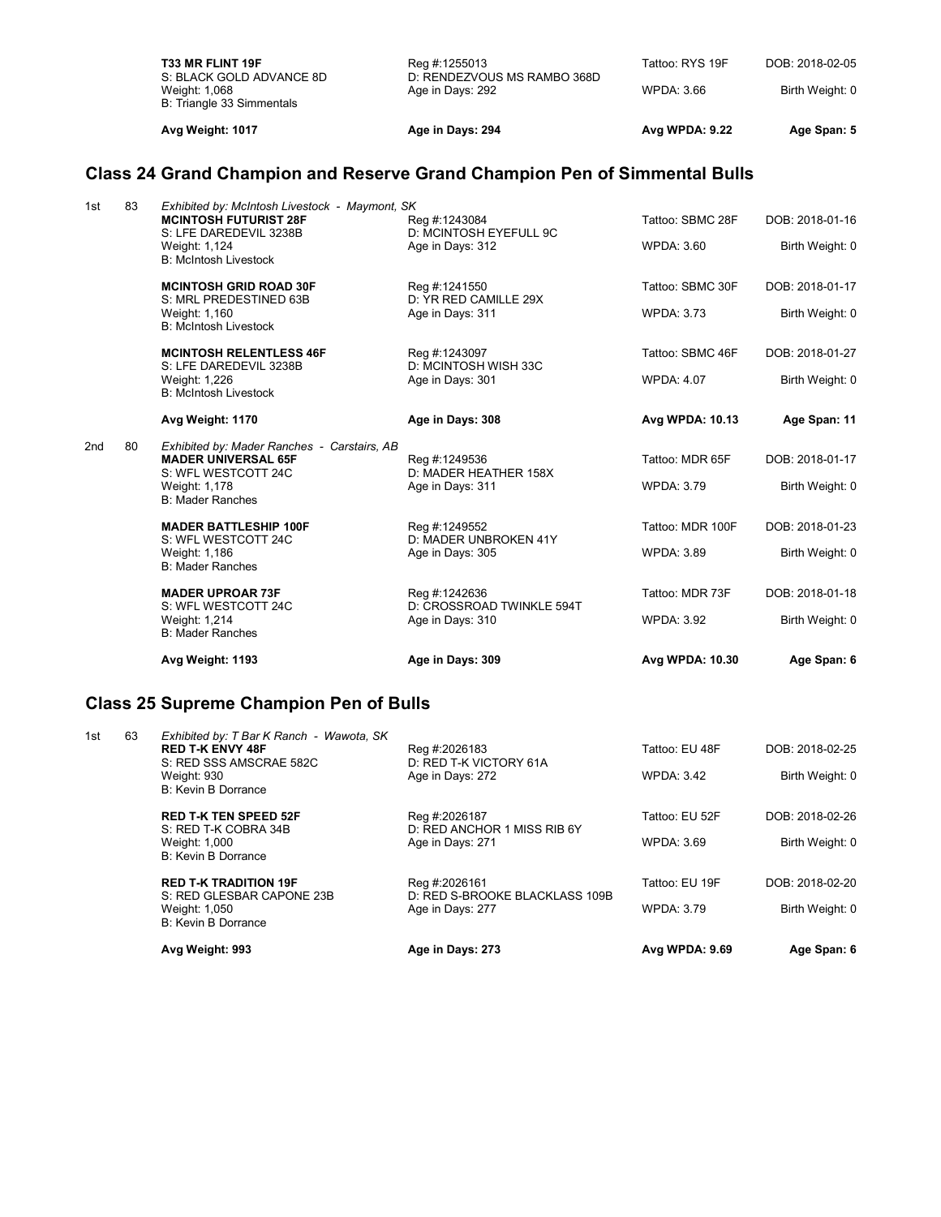| | | | | | |
|---|---|---|---|---|---|
| | | **T33 MR FLINT 19F** | Reg #:1255013 | Tattoo: RYS 19F | DOB: 2018-02-05 |
| | | S: BLACK GOLD ADVANCE 8D | D: RENDEZVOUS MS RAMBO 368D | | |
| | | Weight: 1,068 | Age in Days: 292 | WPDA: 3.66 | Birth Weight: 0 |
| | | B: Triangle 33 Simmentals | | | |
| | | **Avg Weight: 1017** | **Age in Days: 294** | **Avg WPDA: 9.22** | **Age Span: 5** |

## Class 24 Grand Champion and Reserve Grand Champion Pen of Simmental Bulls

| | | | | | |
|---|---|---|---|---|---|
| 1st | 83 | *Exhibited by: McIntosh Livestock - Maymont, SK* | | | |
| | | **MCINTOSH FUTURIST 28F** | Reg #:1243084 | Tattoo: SBMC 28F | DOB: 2018-01-16 |
| | | S: LFE DAREDEVIL 3238B | D: MCINTOSH EYEFULL 9C | | |
| | | Weight: 1,124 | Age in Days: 312 | WPDA: 3.60 | Birth Weight: 0 |
| | | B: McIntosh Livestock | | | |
| | | **MCINTOSH GRID ROAD 30F** | Reg #:1241550 | Tattoo: SBMC 30F | DOB: 2018-01-17 |
| | | S: MRL PREDESTINED 63B | D: YR RED CAMILLE 29X | | |
| | | Weight: 1,160 | Age in Days: 311 | WPDA: 3.73 | Birth Weight: 0 |
| | | B: McIntosh Livestock | | | |
| | | **MCINTOSH RELENTLESS 46F** | Reg #:1243097 | Tattoo: SBMC 46F | DOB: 2018-01-27 |
| | | S: LFE DAREDEVIL 3238B | D: MCINTOSH WISH 33C | | |
| | | Weight: 1,226 | Age in Days: 301 | WPDA: 4.07 | Birth Weight: 0 |
| | | B: McIntosh Livestock | | | |
| | | **Avg Weight: 1170** | **Age in Days: 308** | **Avg WPDA: 10.13** | **Age Span: 11** |
| 2nd | 80 | *Exhibited by: Mader Ranches - Carstairs, AB* | | | |
| | | **MADER UNIVERSAL 65F** | Reg #:1249536 | Tattoo: MDR 65F | DOB: 2018-01-17 |
| | | S: WFL WESTCOTT 24C | D: MADER HEATHER 158X | | |
| | | Weight: 1,178 | Age in Days: 311 | WPDA: 3.79 | Birth Weight: 0 |
| | | B: Mader Ranches | | | |
| | | **MADER BATTLESHIP 100F** | Reg #:1249552 | Tattoo: MDR 100F | DOB: 2018-01-23 |
| | | S: WFL WESTCOTT 24C | D: MADER UNBROKEN 41Y | | |
| | | Weight: 1,186 | Age in Days: 305 | WPDA: 3.89 | Birth Weight: 0 |
| | | B: Mader Ranches | | | |
| | | **MADER UPROAR 73F** | Reg #:1242636 | Tattoo: MDR 73F | DOB: 2018-01-18 |
| | | S: WFL WESTCOTT 24C | D: CROSSROAD TWINKLE 594T | | |
| | | Weight: 1,214 | Age in Days: 310 | WPDA: 3.92 | Birth Weight: 0 |
| | | B: Mader Ranches | | | |
| | | **Avg Weight: 1193** | **Age in Days: 309** | **Avg WPDA: 10.30** | **Age Span: 6** |

## Class 25 Supreme Champion Pen of Bulls

| | | | | | |
|---|---|---|---|---|---|
| 1st | 63 | *Exhibited by: T Bar K Ranch - Wawota, SK* | | | |
| | | **RED T-K ENVY 48F** | Reg #:2026183 | Tattoo: EU 48F | DOB: 2018-02-25 |
| | | S: RED SSS AMSCRAE 582C | D: RED T-K VICTORY 61A | | |
| | | Weight: 930 | Age in Days: 272 | WPDA: 3.42 | Birth Weight: 0 |
| | | B: Kevin B Dorrance | | | |
| | | **RED T-K TEN SPEED 52F** | Reg #:2026187 | Tattoo: EU 52F | DOB: 2018-02-26 |
| | | S: RED T-K COBRA 34B | D: RED ANCHOR 1 MISS RIB 6Y | | |
| | | Weight: 1,000 | Age in Days: 271 | WPDA: 3.69 | Birth Weight: 0 |
| | | B: Kevin B Dorrance | | | |
| | | **RED T-K TRADITION 19F** | Reg #:2026161 | Tattoo: EU 19F | DOB: 2018-02-20 |
| | | S: RED GLESBAR CAPONE 23B | D: RED S-BROOKE BLACKLASS 109B | | |
| | | Weight: 1,050 | Age in Days: 277 | WPDA: 3.79 | Birth Weight: 0 |
| | | B: Kevin B Dorrance | | | |
| | | **Avg Weight: 993** | **Age in Days: 273** | **Avg WPDA: 9.69** | **Age Span: 6** |